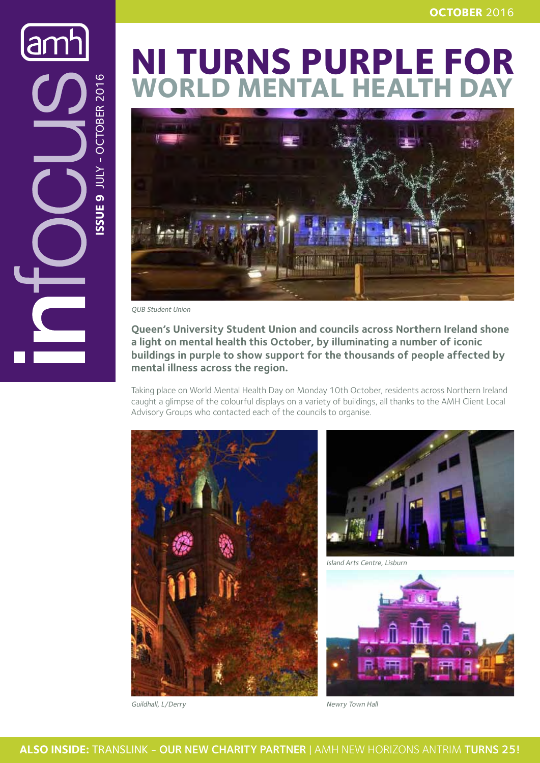amh infocus ISSUE 9 JULY - OCTOBER 2016

OCTOBER 2016

# NI TURNS PURPLE FOR WORLD MENTAL HEALTH DAY

*QUB Student Union*

**Queen's University Student Union and councils across Northern Ireland shone a light on mental health this October, by illuminating a number of iconic buildings in purple to show support for the thousands of people affected by mental illness across the region.**

Taking place on World Mental Health Day on Monday 10th October, residents across Northern Ireland caught a glimpse of the colourful displays on a variety of buildings, all thanks to the AMH Client Local Advisory Groups who contacted each of the councils to organise.

*Island Arts Centre, Lisburn*

*Guildhall, L/Derry*

*Newry Town Hall*

**ALSO INSIDE:** TRANSLINK - **OUR NEW CHARITY PARTNER** | AMH NEW HORIZONS ANTRIM **TURNS 25!**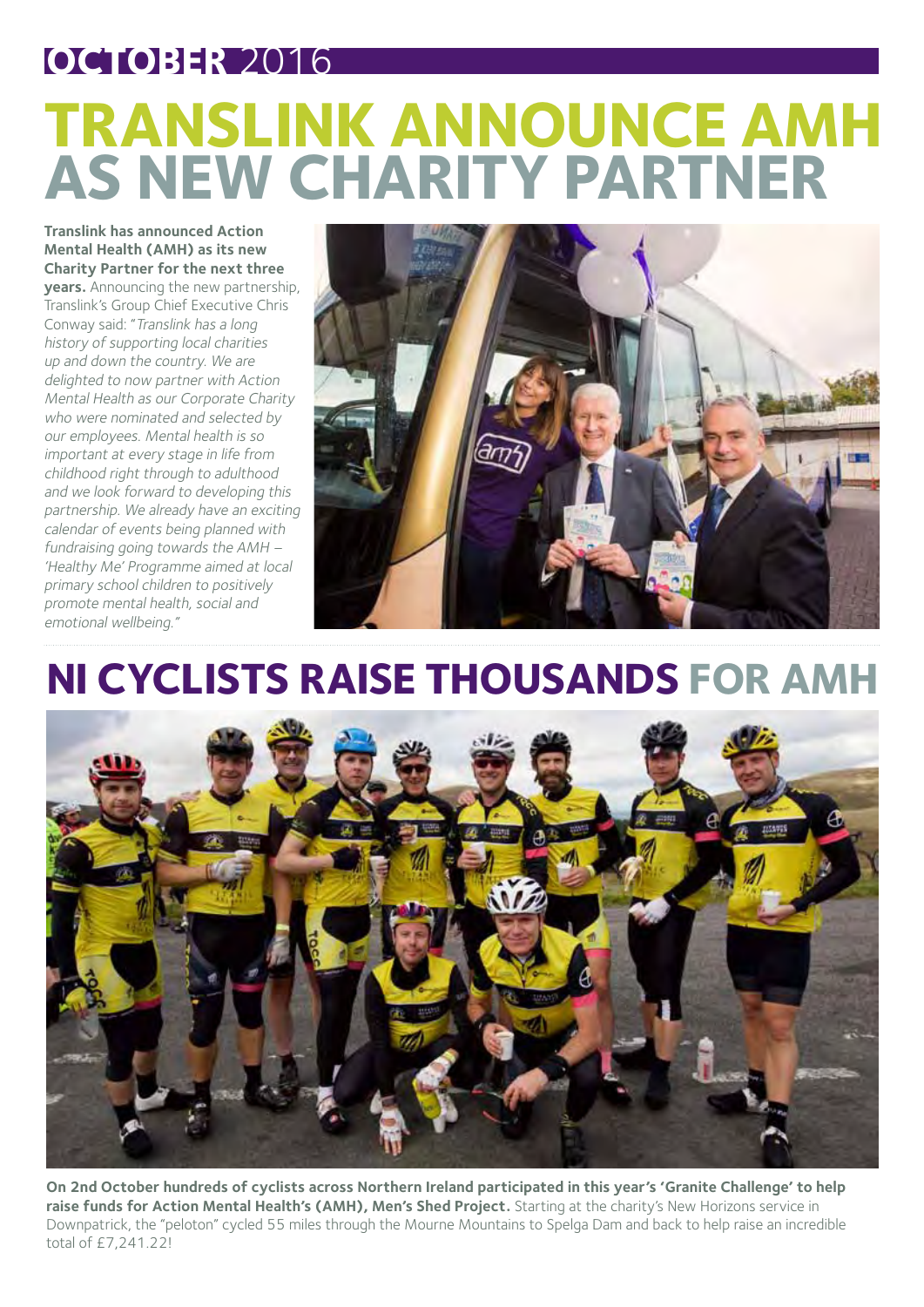# OCTOBER 2016

## TRANSLINK ANNOUNCE AMH AS NEW CHARITY PARTNER

**Translink has announced Action Mental Health (AMH) as its new Charity Partner for the next three years.** Announcing the new partnership, Translink's Group Chief Executive Chris Conway said: "*Translink has a long history of supporting local charities up and down the country. We are delighted to now partner with Action Mental Health as our Corporate Charity who were nominated and selected by our employees. Mental health is so important at every stage in life from childhood right through to adulthood and we look forward to developing this partnership. We already have an exciting calendar of events being planned with fundraising going towards the AMH – 'Healthy Me' Programme aimed at local primary school children to positively promote mental health, social and emotional wellbeing.*"

## NI CYCLISTS RAISE THOUSANDS FOR AMH

**On 2nd October hundreds of cyclists across Northern Ireland participated in this year's 'Granite Challenge' to help raise funds for Action Mental Health's (AMH), Men's Shed Project.** Starting at the charity's New Horizons service in Downpatrick, the "peloton" cycled 55 miles through the Mourne Mountains to Spelga Dam and back to help raise an incredible total of £7,241.22!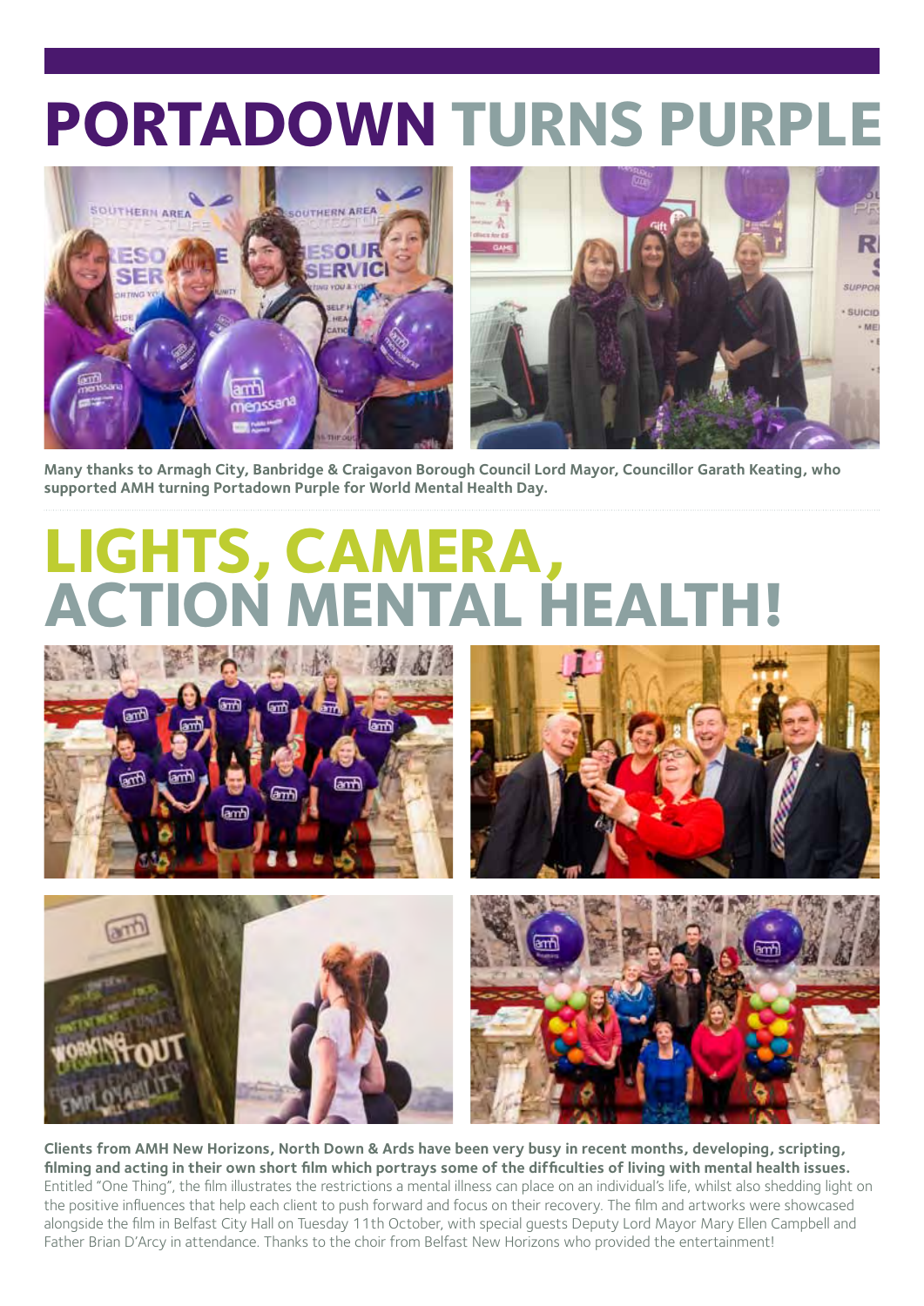# PORTADOWN TURNS PURPLE

**Many thanks to Armagh City, Banbridge & Craigavon Borough Council Lord Mayor, Councillor Garath Keating, who supported AMH turning Portadown Purple for World Mental Health Day.**

# LIGHTS, CAMERA, ACTION MENTAL HEALTH!

**Clients from AMH New Horizons, North Down & Ards have been very busy in recent months, developing, scripting, filming and acting in their own short film which portrays some of the difficulties of living with mental health issues.** Entitled "One Thing", the film illustrates the restrictions a mental illness can place on an individual's life, whilst also shedding light on the positive influences that help each client to push forward and focus on their recovery. The film and artworks were showcased alongside the film in Belfast City Hall on Tuesday 11th October, with special guests Deputy Lord Mayor Mary Ellen Campbell and Father Brian D'Arcy in attendance. Thanks to the choir from Belfast New Horizons who provided the entertainment!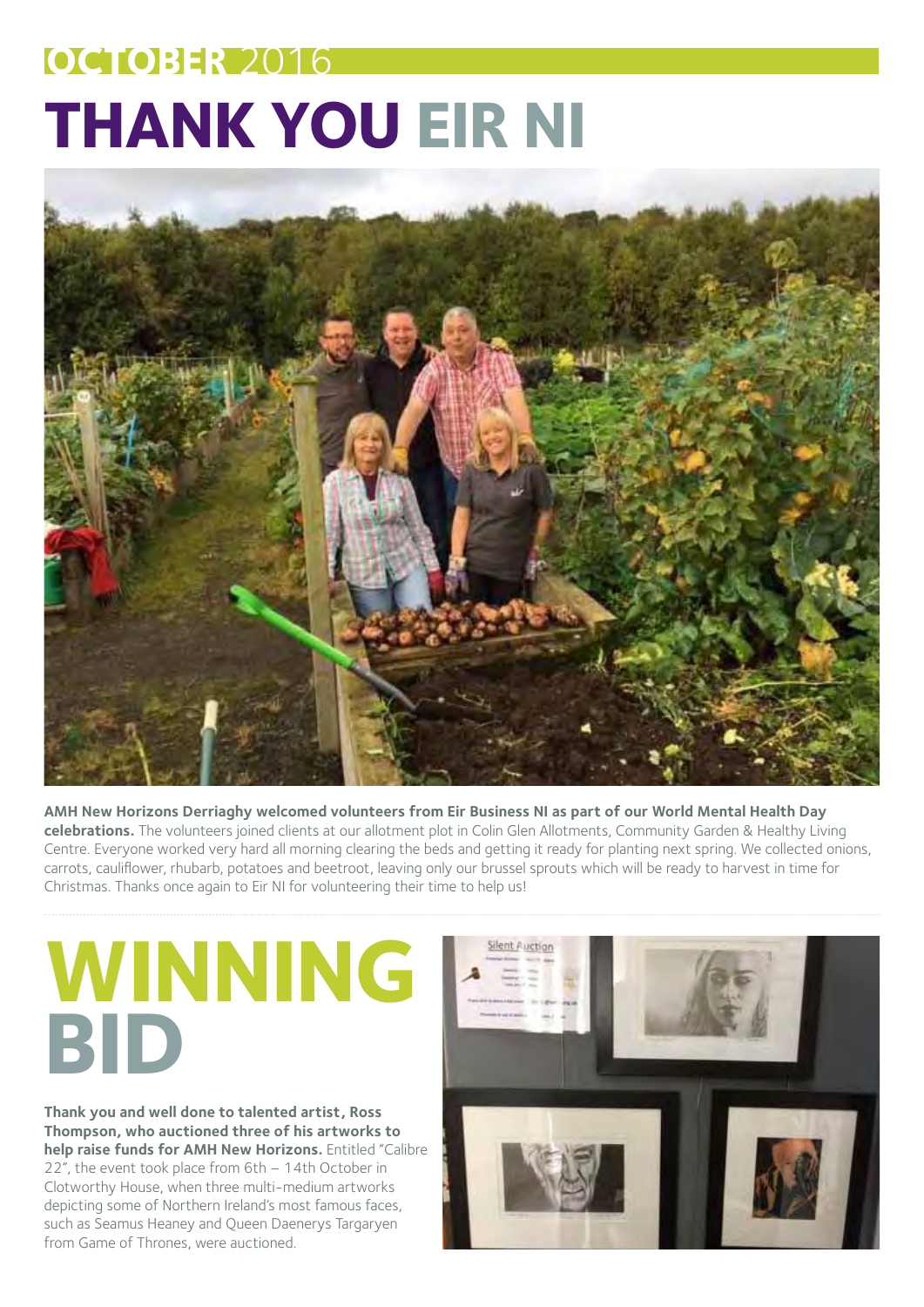# OCTOBER 2016

# THANK YOU EIR NI

**AMH New Horizons Derriaghy welcomed volunteers from Eir Business NI as part of our World Mental Health Day celebrations.** The volunteers joined clients at our allotment plot in Colin Glen Allotments, Community Garden & Healthy Living Centre. Everyone worked very hard all morning clearing the beds and getting it ready for planting next spring. We collected onions, carrots, cauliflower, rhubarb, potatoes and beetroot, leaving only our brussel sprouts which will be ready to harvest in time for Christmas. Thanks once again to Eir NI for volunteering their time to help us!

# WINNING BID

**Thank you and well done to talented artist, Ross Thompson, who auctioned three of his artworks to help raise funds for AMH New Horizons.** Entitled "Calibre 22", the event took place from 6th – 14th October in Clotworthy House, when three multi-medium artworks depicting some of Northern Ireland's most famous faces, such as Seamus Heaney and Queen Daenerys Targaryen from Game of Thrones, were auctioned.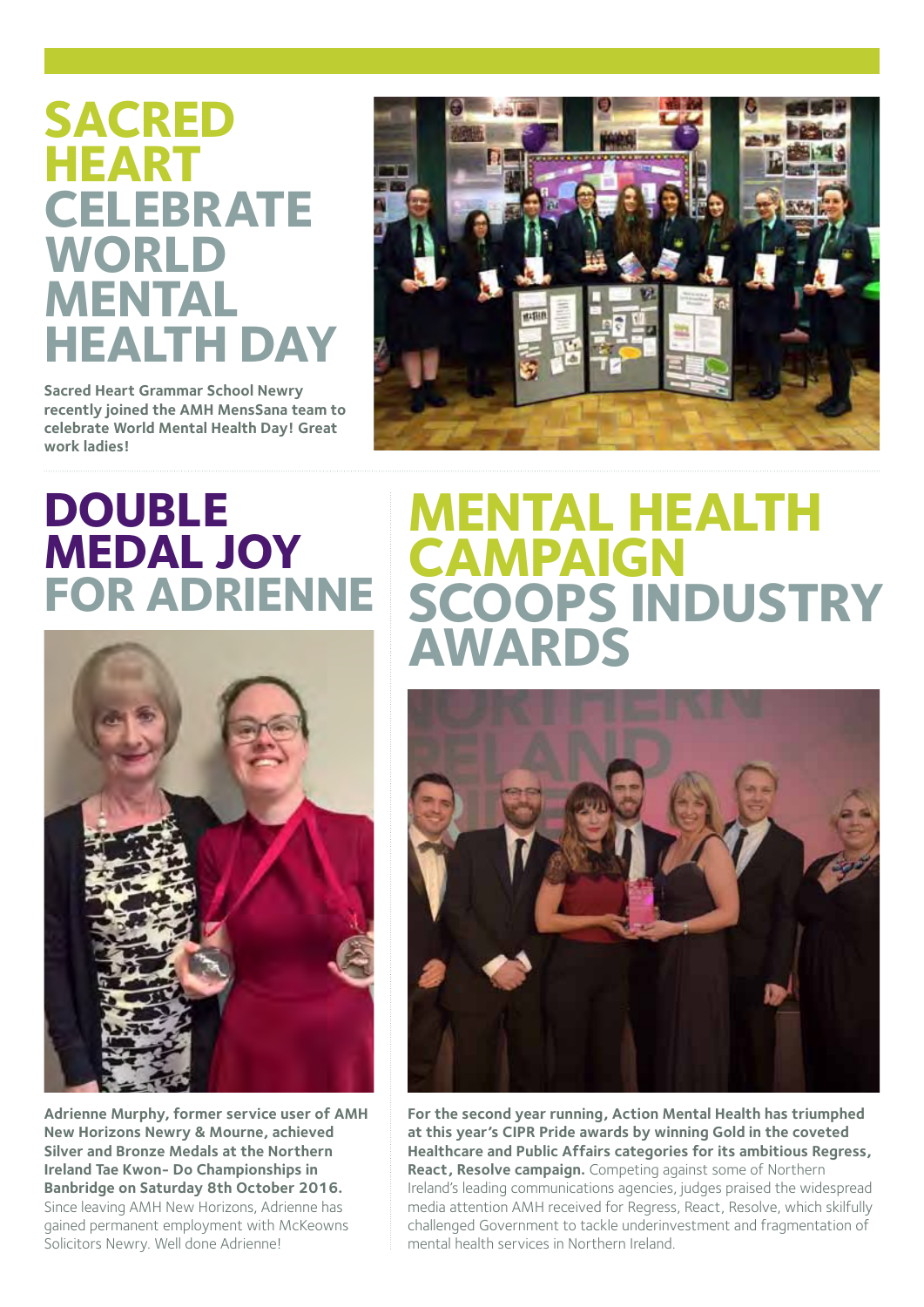# SACRED HEART CELEBRATE WORLD MENTAL HEALTH DAY

**Sacred Heart Grammar School Newry recently joined the AMH MensSana team to celebrate World Mental Health Day! Great work ladies!**

# DOUBLE MEDAL JOY FOR ADRIENNE

**Adrienne Murphy, former service user of AMH New Horizons Newry & Mourne, achieved Silver and Bronze Medals at the Northern Ireland Tae Kwon- Do Championships in Banbridge on Saturday 8th October 2016.** Since leaving AMH New Horizons, Adrienne has gained permanent employment with McKeowns Solicitors Newry. Well done Adrienne!

# MENTAL HEALTH CAMPAIGN SCOOPS INDUSTRY AWARDS

**For the second year running, Action Mental Health has triumphed at this year's CIPR Pride awards by winning Gold in the coveted Healthcare and Public Affairs categories for its ambitious Regress, React, Resolve campaign.** Competing against some of Northern Ireland's leading communications agencies, judges praised the widespread media attention AMH received for Regress, React, Resolve, which skilfully challenged Government to tackle underinvestment and fragmentation of mental health services in Northern Ireland.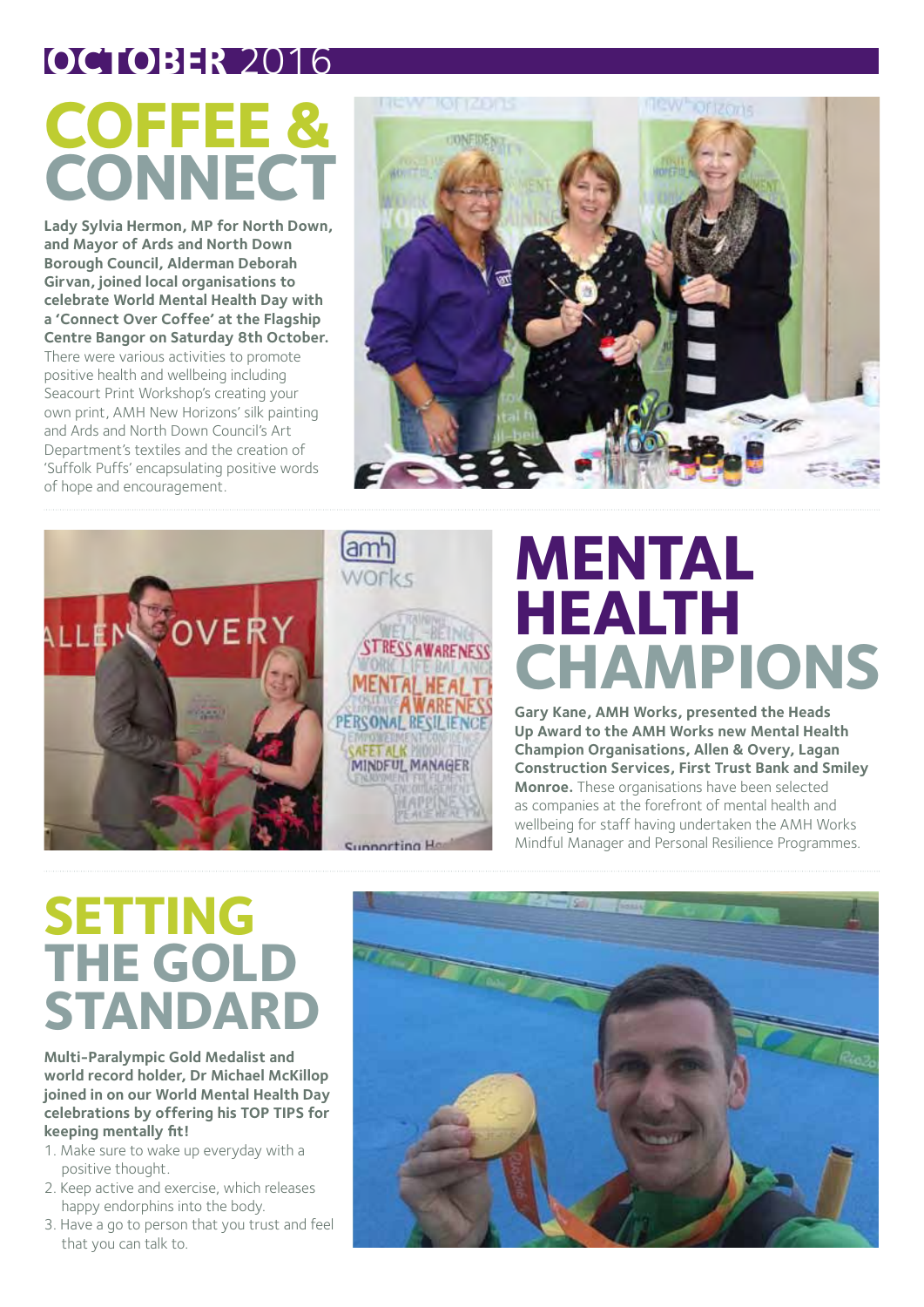## OCTOBER 2016

# COFFEE & CONNECT

**Lady Sylvia Hermon, MP for North Down, and Mayor of Ards and North Down Borough Council, Alderman Deborah Girvan, joined local organisations to celebrate World Mental Health Day with a 'Connect Over Coffee' at the Flagship Centre Bangor on Saturday 8th October.** There were various activities to promote positive health and wellbeing including Seacourt Print Workshop's creating your own print, AMH New Horizons' silk painting and Ards and North Down Council's Art Department's textiles and the creation of 'Suffolk Puffs' encapsulating positive words of hope and encouragement.

# MENTAL HEALTH CHAMPIONS

**Gary Kane, AMH Works, presented the Heads Up Award to the AMH Works new Mental Health Champion Organisations, Allen & Overy, Lagan Construction Services, First Trust Bank and Smiley Monroe.** These organisations have been selected as companies at the forefront of mental health and wellbeing for staff having undertaken the AMH Works Mindful Manager and Personal Resilience Programmes.

# SETTING THE GOLD STANDARD

**Multi-Paralympic Gold Medalist and world record holder, Dr Michael McKillop joined in on our World Mental Health Day celebrations by offering his TOP TIPS for keeping mentally fit!**

1. Make sure to wake up everyday with a positive thought.
2. Keep active and exercise, which releases happy endorphins into the body.
3. Have a go to person that you trust and feel that you can talk to.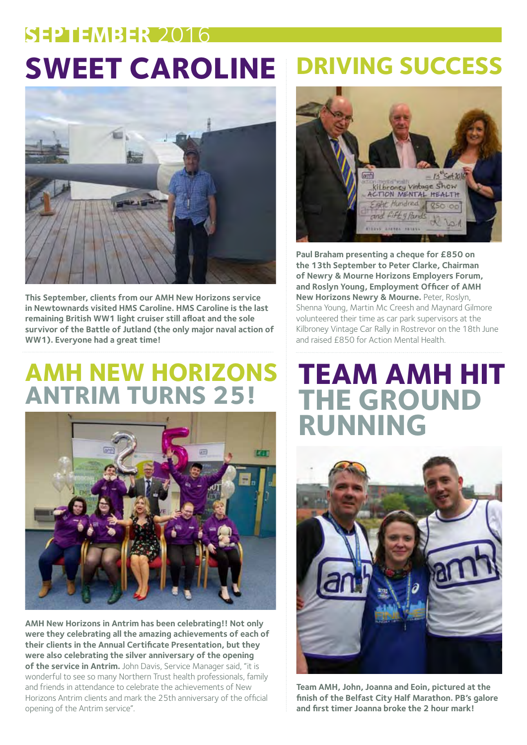## SEPTEMBER 2016

# SWEET CAROLINE

**This September, clients from our AMH New Horizons service in Newtownards visited HMS Caroline. HMS Caroline is the last remaining British WW1 light cruiser still afloat and the sole survivor of the Battle of Jutland (the only major naval action of WW1). Everyone had a great time!**

# AMH NEW HORIZONS ANTRIM TURNS 25!

**AMH New Horizons in Antrim has been celebrating!! Not only were they celebrating all the amazing achievements of each of their clients in the Annual Certificate Presentation, but they were also celebrating the silver anniversary of the opening of the service in Antrim.** John Davis, Service Manager said, "it is wonderful to see so many Northern Trust health professionals, family and friends in attendance to celebrate the achievements of New Horizons Antrim clients and mark the 25th anniversary of the official opening of the Antrim service".

# DRIVING SUCCESS

**Paul Braham presenting a cheque for £850 on the 13th September to Peter Clarke, Chairman of Newry & Mourne Horizons Employers Forum, and Roslyn Young, Employment Officer of AMH New Horizons Newry & Mourne.** Peter, Roslyn, Shenna Young, Martin Mc Creesh and Maynard Gilmore volunteered their time as car park supervisors at the Kilbroney Vintage Car Rally in Rostrevor on the 18th June and raised £850 for Action Mental Health.

# TEAM AMH HIT THE GROUND RUNNING

**Team AMH, John, Joanna and Eoin, pictured at the finish of the Belfast City Half Marathon. PB's galore and first timer Joanna broke the 2 hour mark!**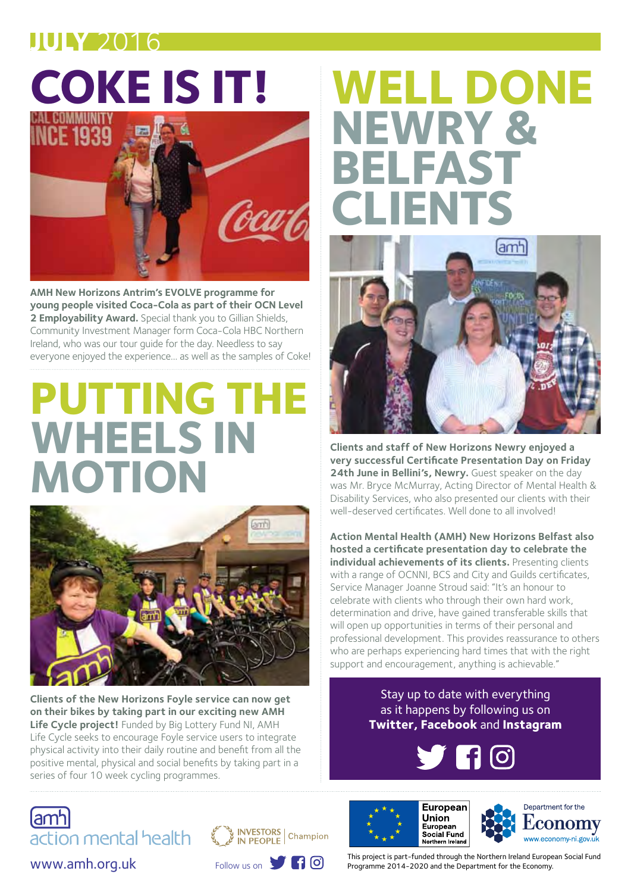JULY 2016

# COKE IS IT!

**AMH New Horizons Antrim's EVOLVE programme for young people visited Coca-Cola as part of their OCN Level 2 Employability Award.** Special thank you to Gillian Shields, Community Investment Manager form Coca-Cola HBC Northern Ireland, who was our tour guide for the day. Needless to say everyone enjoyed the experience… as well as the samples of Coke!

# PUTTING THE WHEELS IN MOTION

**Clients of the New Horizons Foyle service can now get on their bikes by taking part in our exciting new AMH Life Cycle project!** Funded by Big Lottery Fund NI, AMH Life Cycle seeks to encourage Foyle service users to integrate physical activity into their daily routine and benefit from all the positive mental, physical and social benefits by taking part in a series of four 10 week cycling programmes.

# WELL DONE NEWRY & BELFAST CLIENTS

**Clients and staff of New Horizons Newry enjoyed a very successful Certificate Presentation Day on Friday 24th June in Bellini's, Newry.** Guest speaker on the day was Mr. Bryce McMurray, Acting Director of Mental Health & Disability Services, who also presented our clients with their well-deserved certificates. Well done to all involved!

**Action Mental Health (AMH) New Horizons Belfast also hosted a certificate presentation day to celebrate the individual achievements of its clients.** Presenting clients with a range of OCNNI, BCS and City and Guilds certificates, Service Manager Joanne Stroud said: "It's an honour to celebrate with clients who through their own hard work, determination and drive, have gained transferable skills that will open up opportunities in terms of their personal and professional development. This provides reassurance to others who are perhaps experiencing hard times that with the right support and encouragement, anything is achievable."

Stay up to date with everything as it happens by following us on **Twitter, Facebook** and **Instagram**

amh action mental health

www.amh.org.uk

Investors in People | Champion

Follow us on

European Union European Social Fund Northern Ireland

Department for the Economy www.economy-ni.gov.uk

This project is part-funded through the Northern Ireland European Social Fund Programme 2014-2020 and the Department for the Economy.